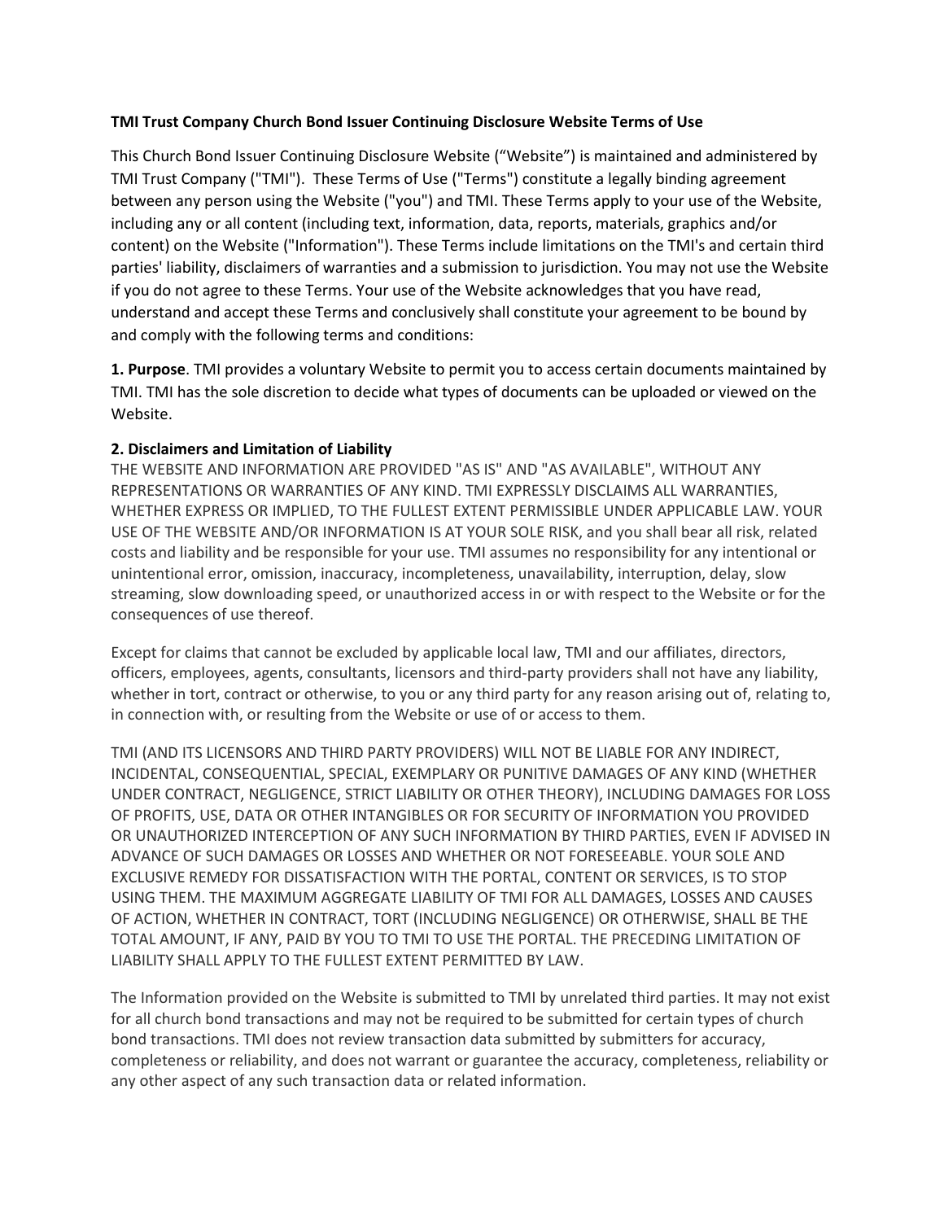**TMI Trust Company Church Bond Issuer Continuing Disclosure Website Terms of Use**

This Church Bond Issuer Continuing Disclosure Website ("Website") is maintained and administered by TMI Trust Company ("TMI"). These Terms of Use ("Terms") constitute a legally binding agreement between any person using the Website ("you") and TMI. These Terms apply to your use of the Website, including any or all content (including text, information, data, reports, materials, graphics and/or content) on the Website ("Information"). These Terms include limitations on the TMI's and certain third parties' liability, disclaimers of warranties and a submission to jurisdiction. You may not use the Website if you do not agree to these Terms. Your use of the Website acknowledges that you have read, understand and accept these Terms and conclusively shall constitute your agreement to be bound by and comply with the following terms and conditions:

**1. Purpose**. TMI provides a voluntary Website to permit you to access certain documents maintained by TMI. TMI has the sole discretion to decide what types of documents can be uploaded or viewed on the Website.

**2. Disclaimers and Limitation of Liability**

THE WEBSITE AND INFORMATION ARE PROVIDED "AS IS" AND "AS AVAILABLE", WITHOUT ANY REPRESENTATIONS OR WARRANTIES OF ANY KIND. TMI EXPRESSLY DISCLAIMS ALL WARRANTIES, WHETHER EXPRESS OR IMPLIED, TO THE FULLEST EXTENT PERMISSIBLE UNDER APPLICABLE LAW. YOUR USE OF THE WEBSITE AND/OR INFORMATION IS AT YOUR SOLE RISK, and you shall bear all risk, related costs and liability and be responsible for your use. TMI assumes no responsibility for any intentional or unintentional error, omission, inaccuracy, incompleteness, unavailability, interruption, delay, slow streaming, slow downloading speed, or unauthorized access in or with respect to the Website or for the consequences of use thereof.

Except for claims that cannot be excluded by applicable local law, TMI and our affiliates, directors, officers, employees, agents, consultants, licensors and third-party providers shall not have any liability, whether in tort, contract or otherwise, to you or any third party for any reason arising out of, relating to, in connection with, or resulting from the Website or use of or access to them.

TMI (AND ITS LICENSORS AND THIRD PARTY PROVIDERS) WILL NOT BE LIABLE FOR ANY INDIRECT, INCIDENTAL, CONSEQUENTIAL, SPECIAL, EXEMPLARY OR PUNITIVE DAMAGES OF ANY KIND (WHETHER UNDER CONTRACT, NEGLIGENCE, STRICT LIABILITY OR OTHER THEORY), INCLUDING DAMAGES FOR LOSS OF PROFITS, USE, DATA OR OTHER INTANGIBLES OR FOR SECURITY OF INFORMATION YOU PROVIDED OR UNAUTHORIZED INTERCEPTION OF ANY SUCH INFORMATION BY THIRD PARTIES, EVEN IF ADVISED IN ADVANCE OF SUCH DAMAGES OR LOSSES AND WHETHER OR NOT FORESEEABLE. YOUR SOLE AND EXCLUSIVE REMEDY FOR DISSATISFACTION WITH THE PORTAL, CONTENT OR SERVICES, IS TO STOP USING THEM. THE MAXIMUM AGGREGATE LIABILITY OF TMI FOR ALL DAMAGES, LOSSES AND CAUSES OF ACTION, WHETHER IN CONTRACT, TORT (INCLUDING NEGLIGENCE) OR OTHERWISE, SHALL BE THE TOTAL AMOUNT, IF ANY, PAID BY YOU TO TMI TO USE THE PORTAL. THE PRECEDING LIMITATION OF LIABILITY SHALL APPLY TO THE FULLEST EXTENT PERMITTED BY LAW.

The Information provided on the Website is submitted to TMI by unrelated third parties. It may not exist for all church bond transactions and may not be required to be submitted for certain types of church bond transactions. TMI does not review transaction data submitted by submitters for accuracy, completeness or reliability, and does not warrant or guarantee the accuracy, completeness, reliability or any other aspect of any such transaction data or related information.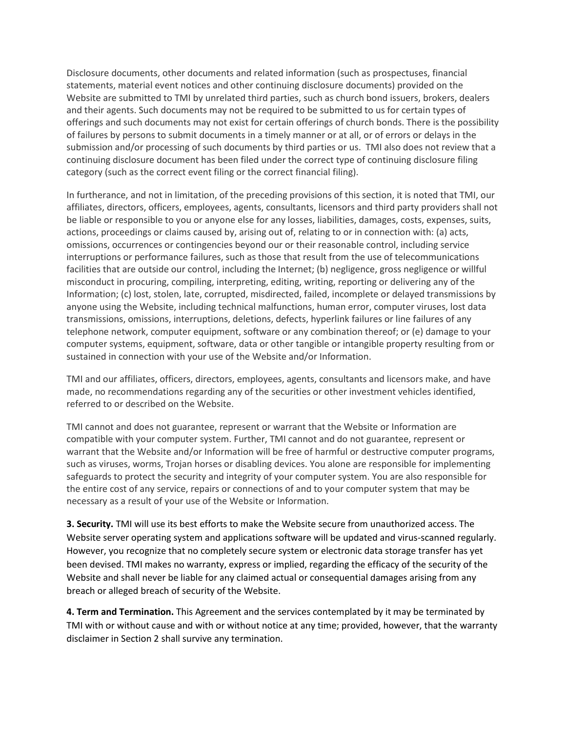Disclosure documents, other documents and related information (such as prospectuses, financial statements, material event notices and other continuing disclosure documents) provided on the Website are submitted to TMI by unrelated third parties, such as church bond issuers, brokers, dealers and their agents. Such documents may not be required to be submitted to us for certain types of offerings and such documents may not exist for certain offerings of church bonds. There is the possibility of failures by persons to submit documents in a timely manner or at all, or of errors or delays in the submission and/or processing of such documents by third parties or us. TMI also does not review that a continuing disclosure document has been filed under the correct type of continuing disclosure filing category (such as the correct event filing or the correct financial filing).

In furtherance, and not in limitation, of the preceding provisions of this section, it is noted that TMI, our affiliates, directors, officers, employees, agents, consultants, licensors and third party providers shall not be liable or responsible to you or anyone else for any losses, liabilities, damages, costs, expenses, suits, actions, proceedings or claims caused by, arising out of, relating to or in connection with: (a) acts, omissions, occurrences or contingencies beyond our or their reasonable control, including service interruptions or performance failures, such as those that result from the use of telecommunications facilities that are outside our control, including the Internet; (b) negligence, gross negligence or willful misconduct in procuring, compiling, interpreting, editing, writing, reporting or delivering any of the Information; (c) lost, stolen, late, corrupted, misdirected, failed, incomplete or delayed transmissions by anyone using the Website, including technical malfunctions, human error, computer viruses, lost data transmissions, omissions, interruptions, deletions, defects, hyperlink failures or line failures of any telephone network, computer equipment, software or any combination thereof; or (e) damage to your computer systems, equipment, software, data or other tangible or intangible property resulting from or sustained in connection with your use of the Website and/or Information.

TMI and our affiliates, officers, directors, employees, agents, consultants and licensors make, and have made, no recommendations regarding any of the securities or other investment vehicles identified, referred to or described on the Website.

TMI cannot and does not guarantee, represent or warrant that the Website or Information are compatible with your computer system. Further, TMI cannot and do not guarantee, represent or warrant that the Website and/or Information will be free of harmful or destructive computer programs, such as viruses, worms, Trojan horses or disabling devices. You alone are responsible for implementing safeguards to protect the security and integrity of your computer system. You are also responsible for the entire cost of any service, repairs or connections of and to your computer system that may be necessary as a result of your use of the Website or Information.

**3. Security.** TMI will use its best efforts to make the Website secure from unauthorized access. The Website server operating system and applications software will be updated and virus-scanned regularly. However, you recognize that no completely secure system or electronic data storage transfer has yet been devised. TMI makes no warranty, express or implied, regarding the efficacy of the security of the Website and shall never be liable for any claimed actual or consequential damages arising from any breach or alleged breach of security of the Website.

**4. Term and Termination.** This Agreement and the services contemplated by it may be terminated by TMI with or without cause and with or without notice at any time; provided, however, that the warranty disclaimer in Section 2 shall survive any termination.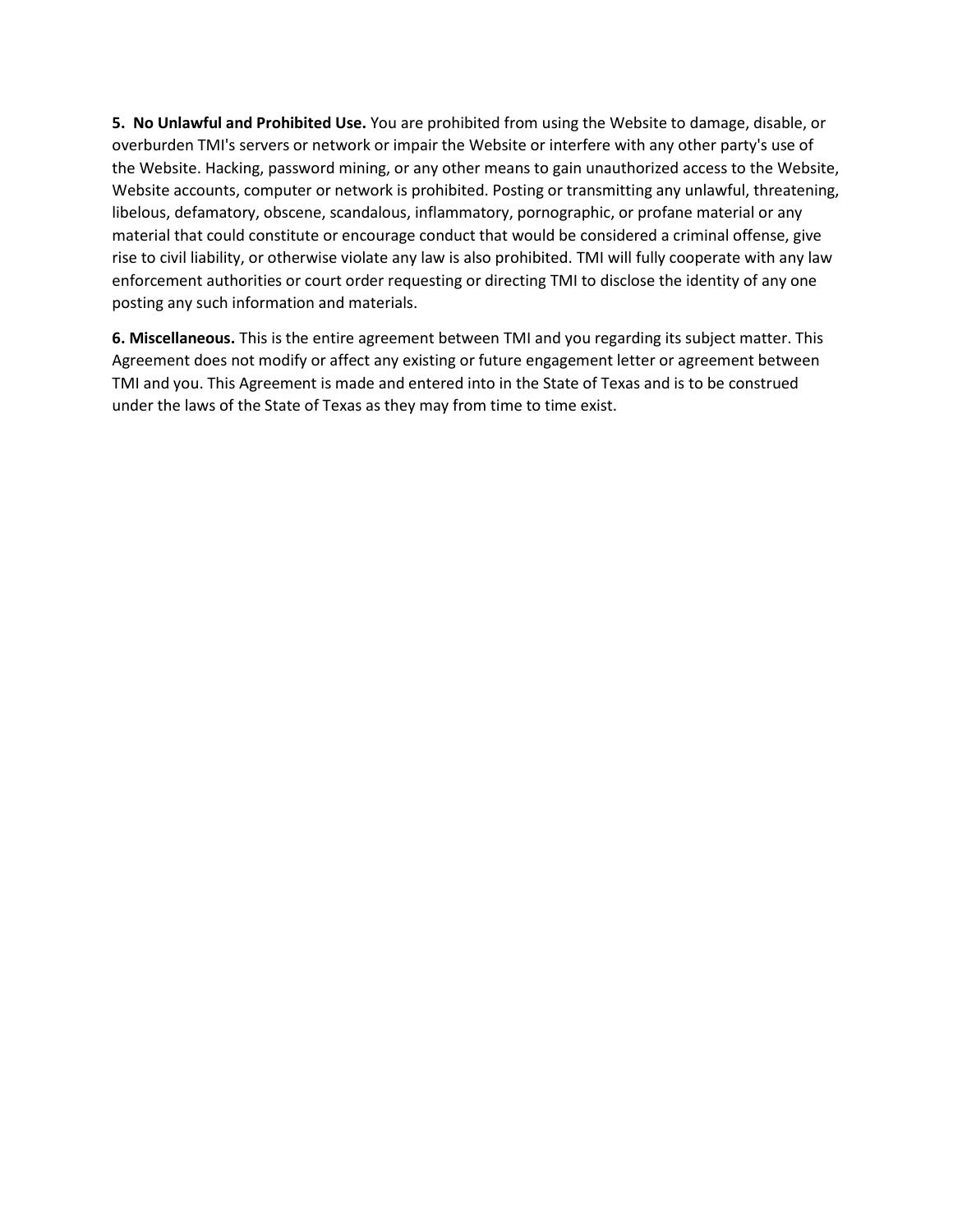**5. No Unlawful and Prohibited Use.** You are prohibited from using the Website to damage, disable, or overburden TMI's servers or network or impair the Website or interfere with any other party's use of the Website. Hacking, password mining, or any other means to gain unauthorized access to the Website, Website accounts, computer or network is prohibited. Posting or transmitting any unlawful, threatening, libelous, defamatory, obscene, scandalous, inflammatory, pornographic, or profane material or any material that could constitute or encourage conduct that would be considered a criminal offense, give rise to civil liability, or otherwise violate any law is also prohibited. TMI will fully cooperate with any law enforcement authorities or court order requesting or directing TMI to disclose the identity of any one posting any such information and materials.

**6. Miscellaneous.** This is the entire agreement between TMI and you regarding its subject matter. This Agreement does not modify or affect any existing or future engagement letter or agreement between TMI and you. This Agreement is made and entered into in the State of Texas and is to be construed under the laws of the State of Texas as they may from time to time exist.